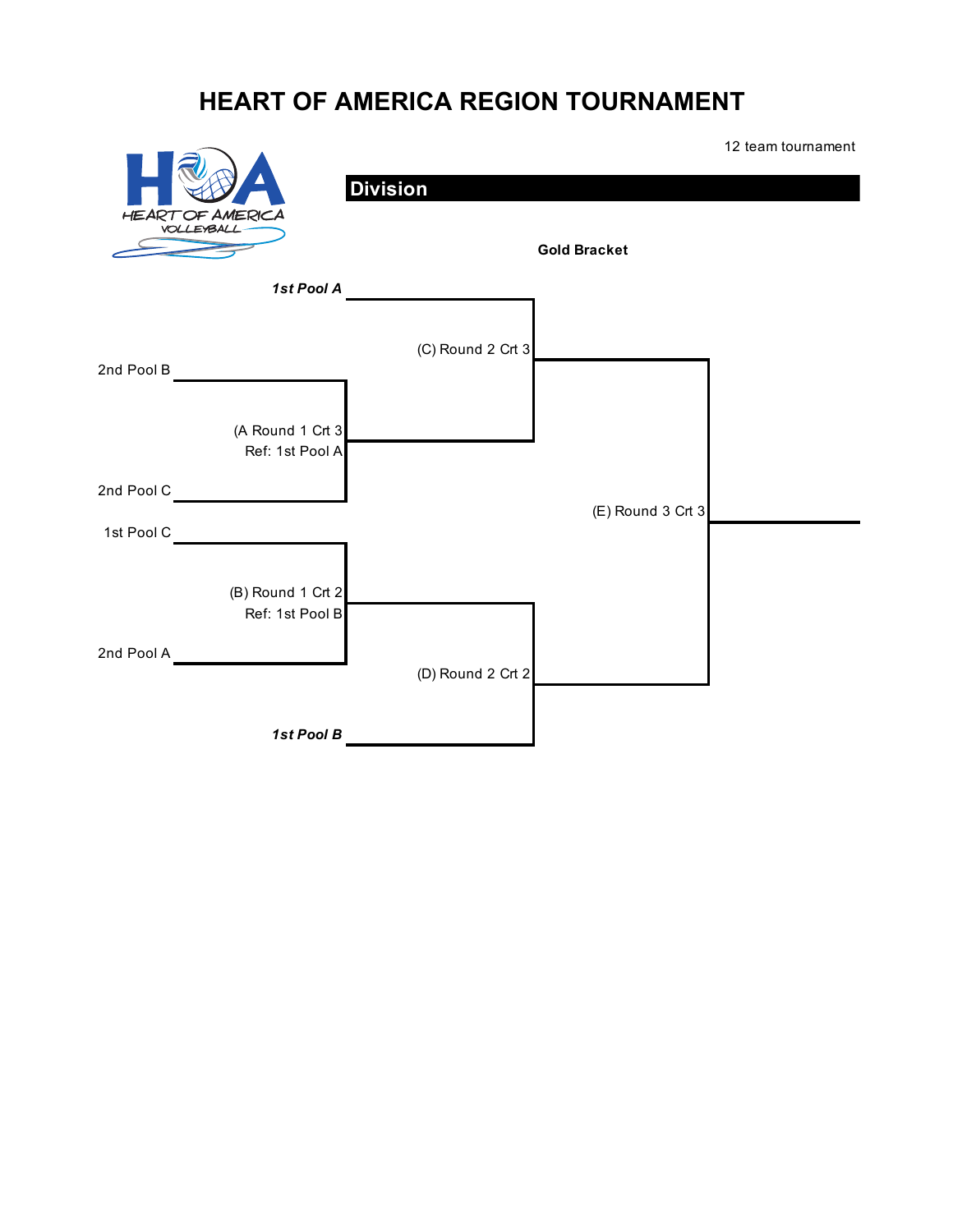# HEART OF AMERICA REGION TOURNAMENT

12 team tournament

**Division**

**Gold Bracket**

***1st Pool A***

(C) Round 2 Crt 3

2nd Pool B

(A Round 1 Crt 3
Ref: 1st Pool A

2nd Pool C

(E) Round 3 Crt 3

1st Pool C

(B) Round 1 Crt 2
Ref: 1st Pool B

2nd Pool A

(D) Round 2 Crt 2

***1st Pool B***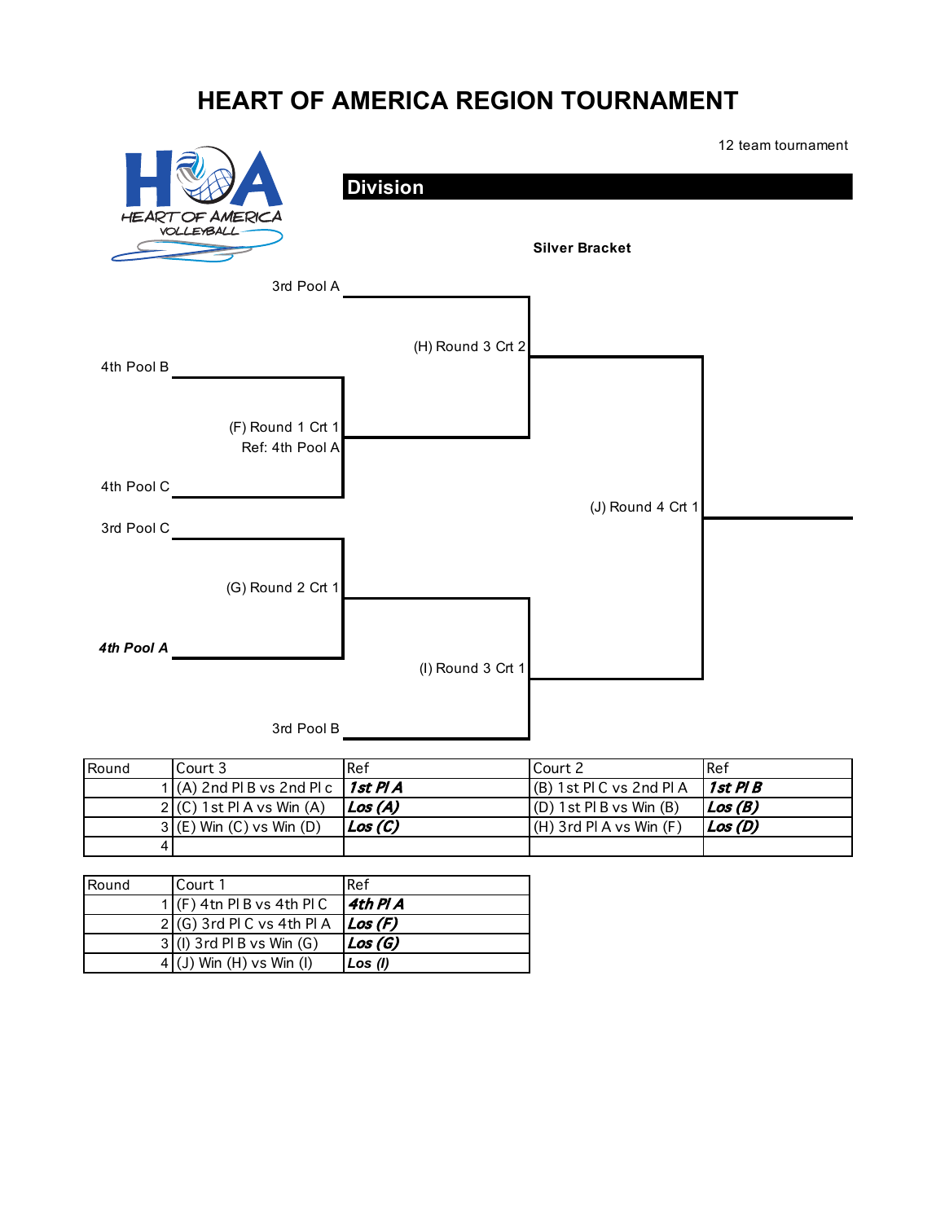# HEART OF AMERICA REGION TOURNAMENT

12 team tournament

**Division**

**Silver Bracket**

3rd Pool A

(H) Round 3 Crt 2

4th Pool B

(F) Round 1 Crt 1
Ref: 4th Pool A

4th Pool C

(J) Round 4 Crt 1

3rd Pool C

(G) Round 2 Crt 1

***4th Pool A***

(I) Round 3 Crt 1

3rd Pool B

| Round | Court 3 | Ref | Court 2 | Ref |
|---|---|---|---|---|
| 1 | (A) 2nd Pl B vs 2nd Pl c | ***1st Pl A*** | (B) 1st Pl C vs 2nd Pl A | ***1st Pl B*** |
| 2 | (C) 1st Pl A vs Win (A) | ***Los (A)*** | (D) 1st Pl B vs Win (B) | ***Los (B)*** |
| 3 | (E) Win (C) vs Win (D) | ***Los (C)*** | (H) 3rd Pl A vs Win (F) | ***Los (D)*** |
| 4 | | | | |

| Round | Court 1 | Ref |
|---|---|---|
| 1 | (F) 4tn Pl B vs 4th Pl C | ***4th Pl A*** |
| 2 | (G) 3rd Pl C vs 4th Pl A | ***Los (F)*** |
| 3 | (I) 3rd Pl B vs Win (G) | ***Los (G)*** |
| 4 | (J) Win (H) vs Win (I) | ***Los (I)*** |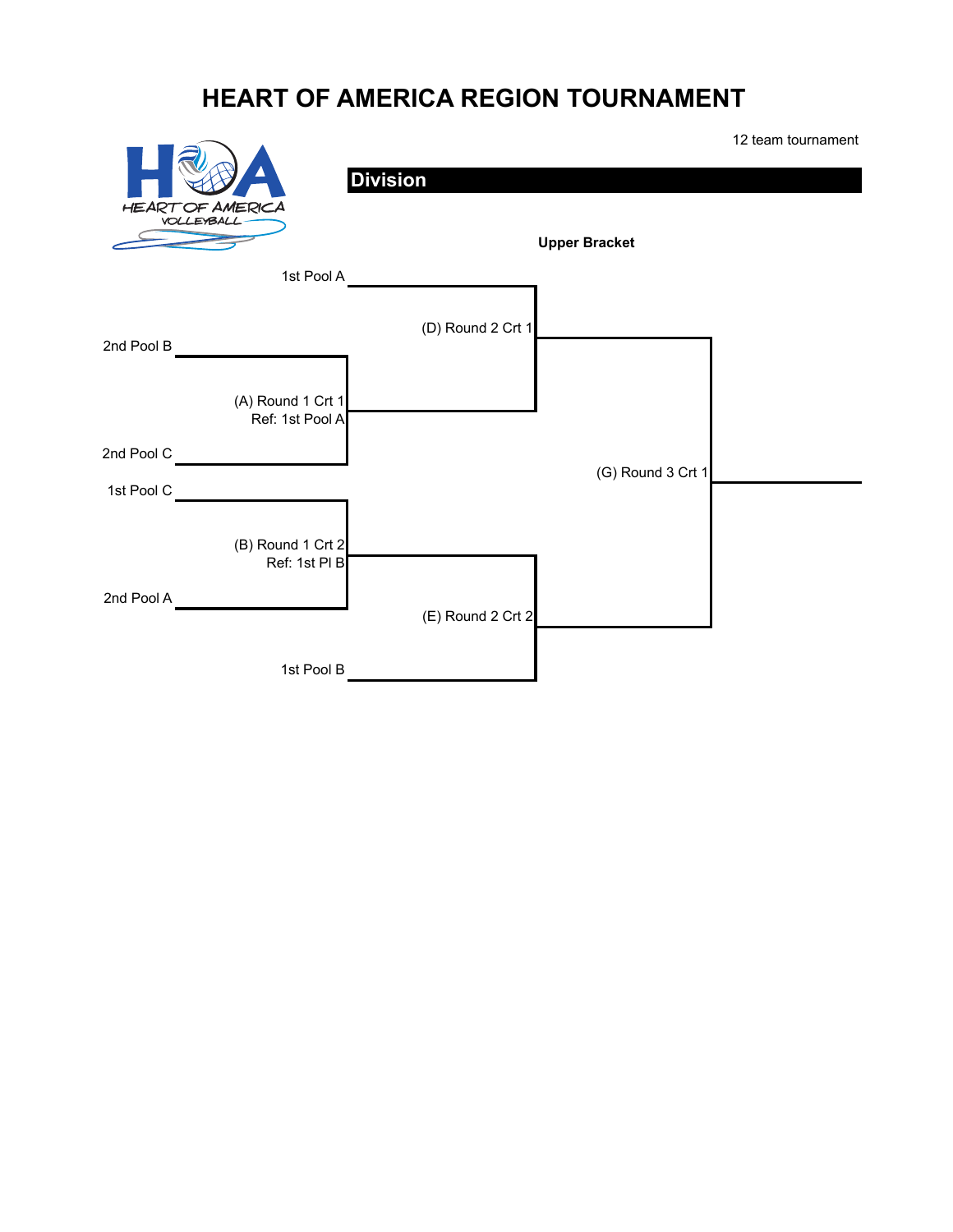# HEART OF AMERICA REGION TOURNAMENT

12 team tournament

HEART OF AMERICA VOLLEYBALL

## Division

**Upper Bracket**

1st Pool A

(D) Round 2 Crt 1

2nd Pool B

(A) Round 1 Crt 1
Ref: 1st Pool A

2nd Pool C

(G) Round 3 Crt 1

1st Pool C

(B) Round 1 Crt 2
Ref: 1st Pl B

2nd Pool A

(E) Round 2 Crt 2

1st Pool B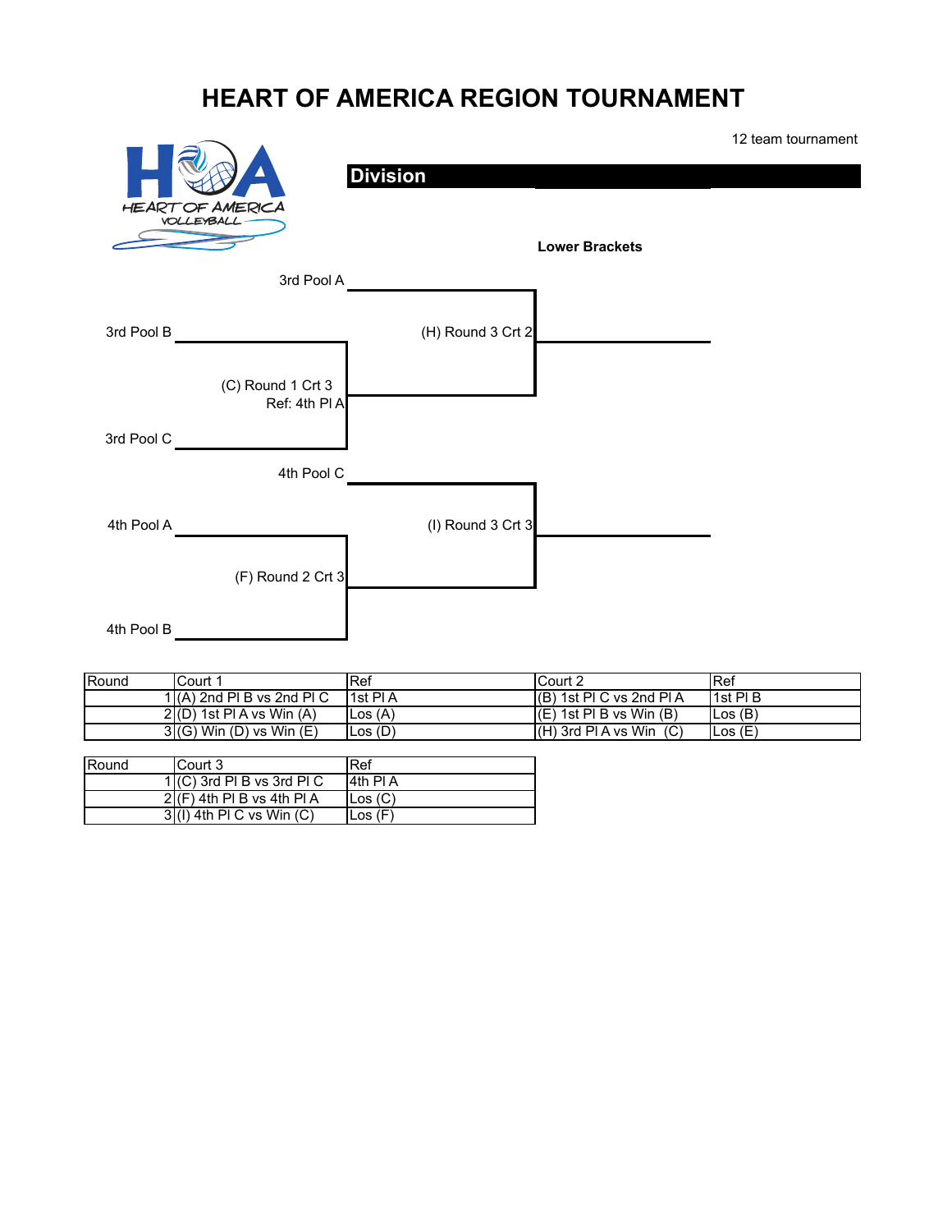# HEART OF AMERICA REGION TOURNAMENT

12 team tournament

**Division**

**Lower Brackets**

3rd Pool A

3rd Pool B

(H) Round 3 Crt 2

(C) Round 1 Crt 3
Ref: 4th Pl A

3rd Pool C

4th Pool C

4th Pool A

(I) Round 3 Crt 3

(F) Round 2 Crt 3

4th Pool B

| Round | Court 1 | Ref | Court 2 | Ref |
|---|---|---|---|---|
| 1 | (A) 2nd Pl B vs 2nd Pl C | 1st Pl A | (B) 1st Pl C vs 2nd Pl A | 1st Pl B |
| 2 | (D) 1st Pl A vs Win (A) | Los (A) | (E) 1st Pl B vs Win (B) | Los (B) |
| 3 | (G) Win (D) vs Win (E) | Los (D) | (H) 3rd Pl A vs Win (C) | Los (E) |

| Round | Court 3 | Ref |
|---|---|---|
| 1 | (C) 3rd Pl B vs 3rd Pl C | 4th Pl A |
| 2 | (F) 4th Pl B vs 4th Pl A | Los (C) |
| 3 | (I) 4th Pl C vs Win (C) | Los (F) |